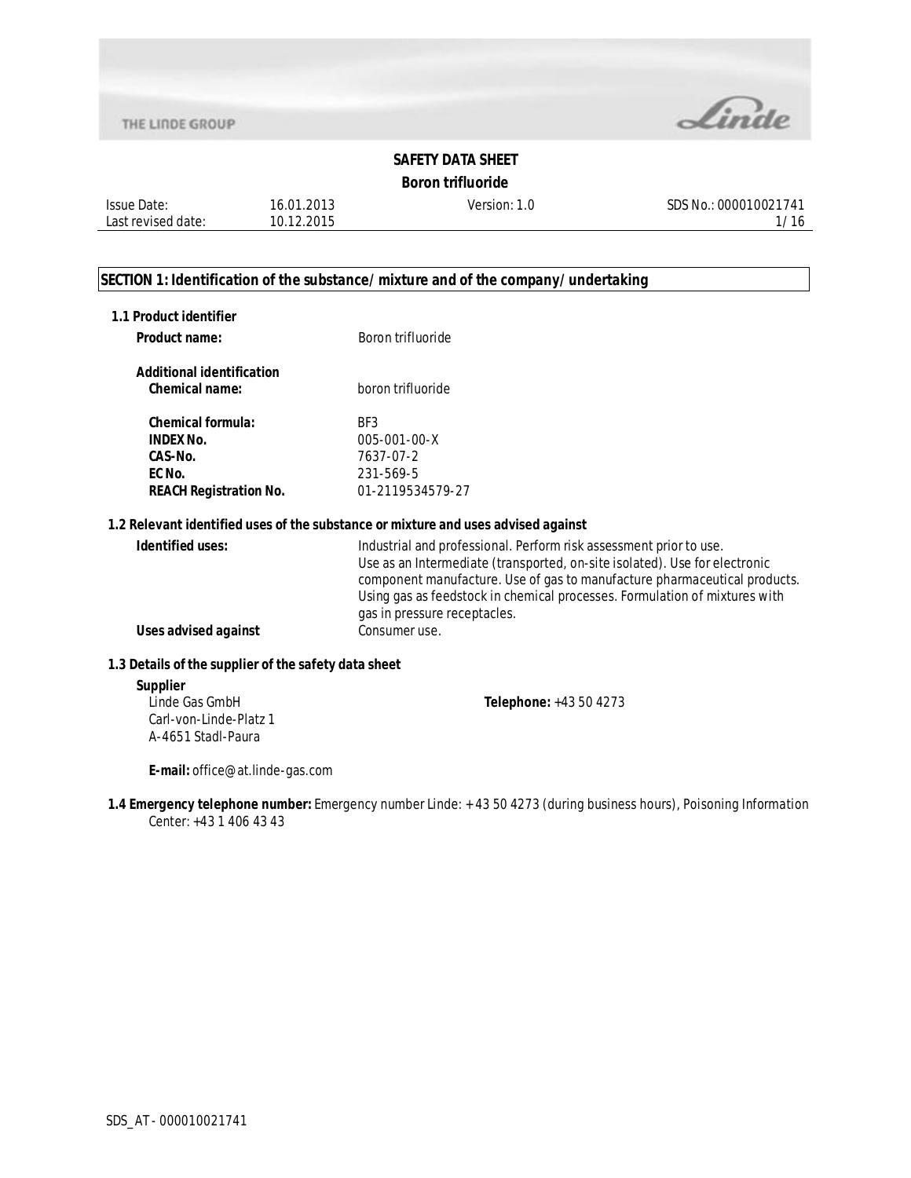**SAFETY DATA SHEET**

**Boron trifluoride**

| Issue Date: | 16.01.2013 | Version: 1.0 | SDS No.: 000010021741 |
|---|---|---|---|
| Last revised date: | 10.12.2015 | | |

## SECTION 1: Identification of the substance/mixture and of the company/undertaking

### 1.1 Product identifier

**Product name:** Boron trifluoride

**Additional identification**

| | |
|---|---|
| **Chemical name:** | boron trifluoride |
| **Chemical formula:** | $BF_3$ |
| **INDEX No.** | 005-001-00-X |
| **CAS-No.** | 7637-07-2 |
| **EC No.** | 231-569-5 |
| **REACH Registration No.** | 01-2119534579-27 |

### 1.2 Relevant identified uses of the substance or mixture and uses advised against

**Identified uses:** Industrial and professional. Perform risk assessment prior to use. Use as an Intermediate (transported, on-site isolated). Use for electronic component manufacture. Use of gas to manufacture pharmaceutical products. Using gas as feedstock in chemical processes. Formulation of mixtures with gas in pressure receptacles.

**Uses advised against** Consumer use.

### 1.3 Details of the supplier of the safety data sheet

**Supplier**
Linde Gas GmbH
Carl-von-Linde-Platz 1
A-4651 Stadl-Paura

**Telephone:** +43 50 4273

**E-mail:** office@at.linde-gas.com

**1.4 Emergency telephone number:** Emergency number Linde: + 43 50 4273 (during business hours), Poisoning Information Center: +43 1 406 43 43

SDS_AT - 000010021741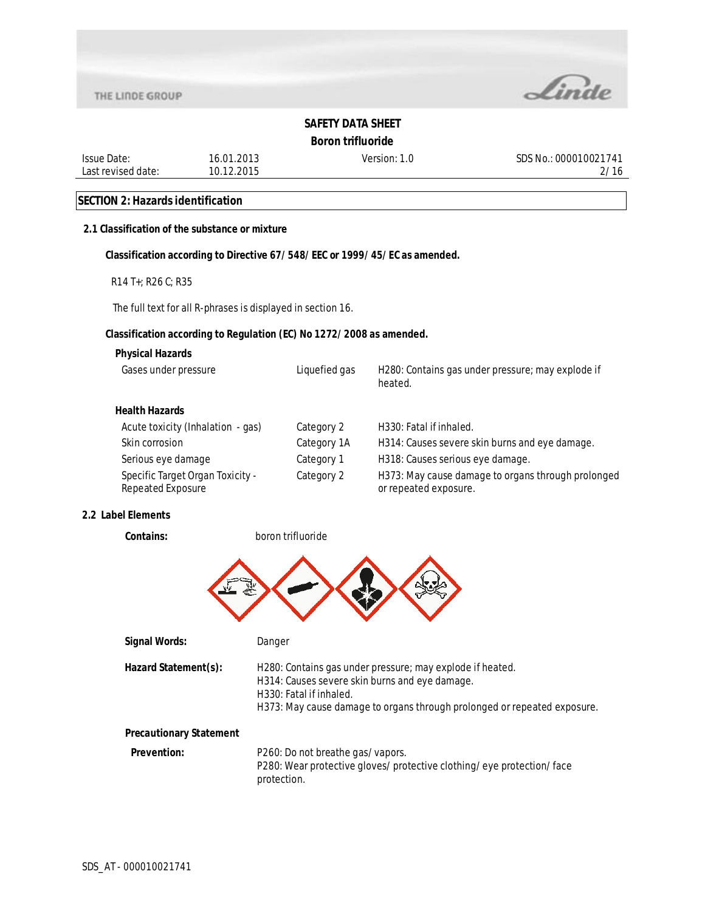## SECTION 2: Hazards identification

### 2.1 Classification of the substance or mixture

**Classification according to Directive 67/ 548/ EEC or 1999/ 45/ EC as amended.**

R14 T+; R26 C; R35

The full text for all R-phrases is displayed in section 16.

**Classification according to Regulation (EC) No 1272/ 2008 as amended.**

**Physical Hazards**

| | | |
|---|---|---|
| Gases under pressure | Liquefied gas | H280: Contains gas under pressure; may explode if heated. |

**Health Hazards**

| | | |
|---|---|---|
| Acute toxicity (Inhalation - gas) | Category 2 | H330: Fatal if inhaled. |
| Skin corrosion | Category 1A | H314: Causes severe skin burns and eye damage. |
| Serious eye damage | Category 1 | H318: Causes serious eye damage. |
| Specific Target Organ Toxicity - Repeated Exposure | Category 2 | H373: May cause damage to organs through prolonged or repeated exposure. |

### 2.2 Label Elements

**Contains:** boron trifluoride

**Signal Words:** Danger

**Hazard Statement(s):**
H280: Contains gas under pressure; may explode if heated.
H314: Causes severe skin burns and eye damage.
H330: Fatal if inhaled.
H373: May cause damage to organs through prolonged or repeated exposure.

**Precautionary Statement**

**Prevention:**
P260: Do not breathe gas/ vapors.
P280: Wear protective gloves/ protective clothing/ eye protection/ face protection.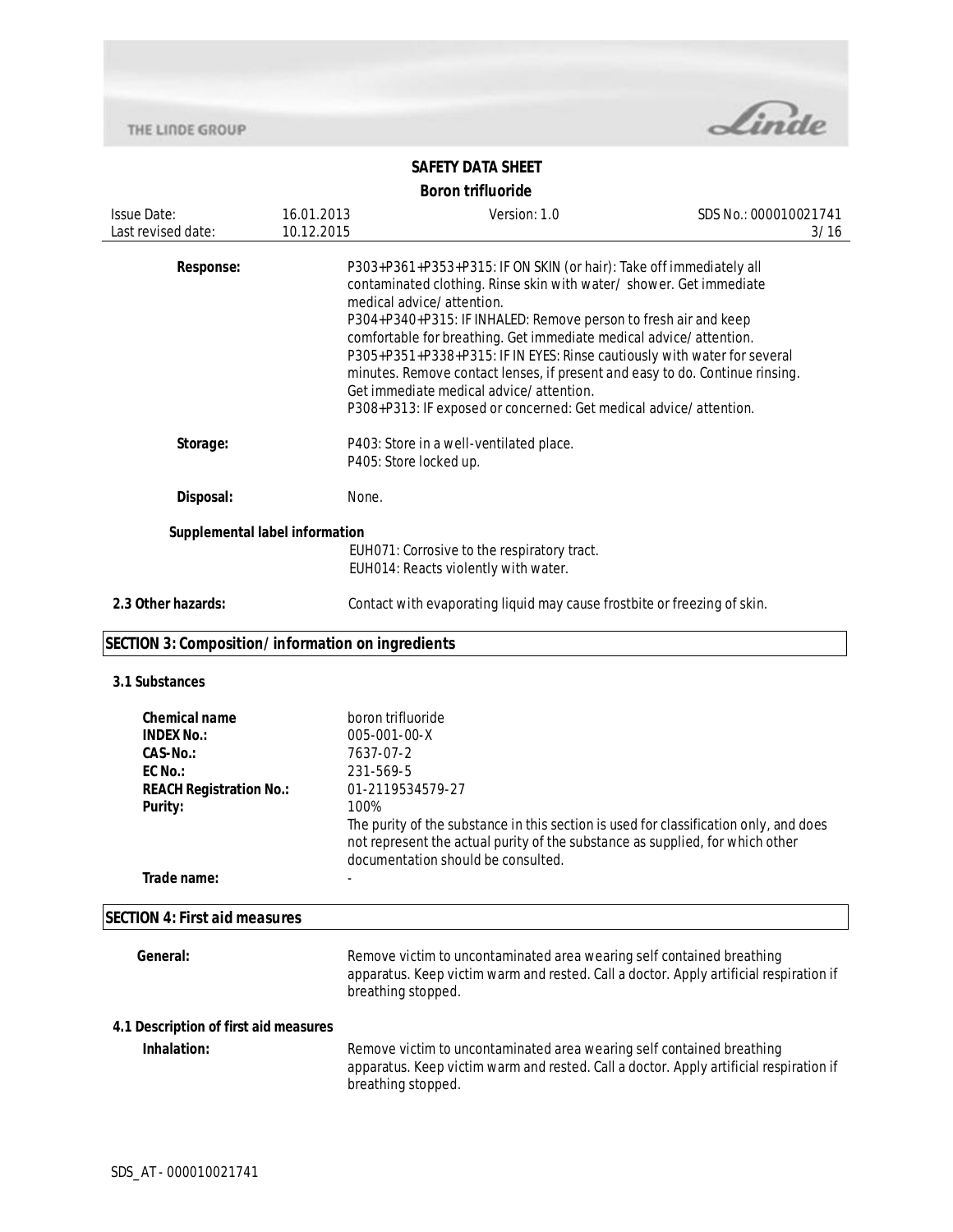**Response:** P303+P361+P353+P315: IF ON SKIN (or hair): Take off immediately all contaminated clothing. Rinse skin with water/ shower. Get immediate medical advice/ attention.
P304+P340+P315: IF INHALED: Remove person to fresh air and keep comfortable for breathing. Get immediate medical advice/ attention.
P305+P351+P338+P315: IF IN EYES: Rinse cautiously with water for several minutes. Remove contact lenses, if present and easy to do. Continue rinsing. Get immediate medical advice/ attention.
P308+P313: IF exposed or concerned: Get medical advice/ attention.

**Storage:** P403: Store in a well-ventilated place.
P405: Store locked up.

**Disposal:** None.

**Supplemental label information**

EUH071: Corrosive to the respiratory tract.
EUH014: Reacts violently with water.

**2.3 Other hazards:** Contact with evaporating liquid may cause frostbite or freezing of skin.

## SECTION 3: Composition/ information on ingredients

### 3.1 Substances

| | |
|---|---|
| **Chemical name** | boron trifluoride |
| **INDEX No.:** | 005-001-00-X |
| **CAS-No.:** | 7637-07-2 |
| **EC No.:** | 231-569-5 |
| **REACH Registration No.:** | 01-2119534579-27 |
| **Purity:** | 100% The purity of the substance in this section is used for classification only, and does not represent the actual purity of the substance as supplied, for which other documentation should be consulted. |
| **Trade name:** | - |

## SECTION 4: First aid measures

**General:** Remove victim to uncontaminated area wearing self contained breathing apparatus. Keep victim warm and rested. Call a doctor. Apply artificial respiration if breathing stopped.

### 4.1 Description of first aid measures

**Inhalation:** Remove victim to uncontaminated area wearing self contained breathing apparatus. Keep victim warm and rested. Call a doctor. Apply artificial respiration if breathing stopped.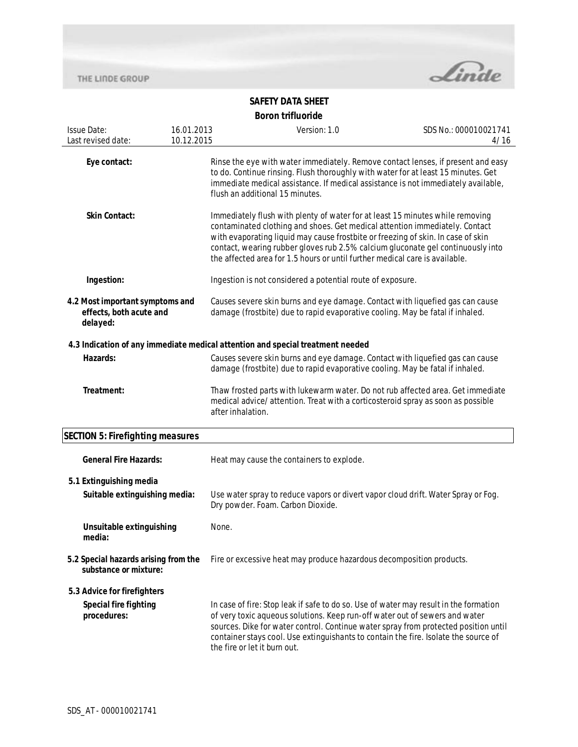**Eye contact:** Rinse the eye with water immediately. Remove contact lenses, if present and easy to do. Continue rinsing. Flush thoroughly with water for at least 15 minutes. Get immediate medical assistance. If medical assistance is not immediately available, flush an additional 15 minutes.

**Skin Contact:** Immediately flush with plenty of water for at least 15 minutes while removing contaminated clothing and shoes. Get medical attention immediately. Contact with evaporating liquid may cause frostbite or freezing of skin. In case of skin contact, wearing rubber gloves rub 2.5% calcium gluconate gel continuously into the affected area for 1.5 hours or until further medical care is available.

**Ingestion:** Ingestion is not considered a potential route of exposure.

**4.2 Most important symptoms and effects, both acute and delayed:** Causes severe skin burns and eye damage. Contact with liquefied gas can cause damage (frostbite) due to rapid evaporative cooling. May be fatal if inhaled.

**4.3 Indication of any immediate medical attention and special treatment needed**

**Hazards:** Causes severe skin burns and eye damage. Contact with liquefied gas can cause damage (frostbite) due to rapid evaporative cooling. May be fatal if inhaled.

**Treatment:** Thaw frosted parts with lukewarm water. Do not rub affected area. Get immediate medical advice/ attention. Treat with a corticosteroid spray as soon as possible after inhalation.

## SECTION 5: Firefighting measures

**General Fire Hazards:** Heat may cause the containers to explode.

**5.1 Extinguishing media**

**Suitable extinguishing media:** Use water spray to reduce vapors or divert vapor cloud drift. Water Spray or Fog. Dry powder. Foam. Carbon Dioxide.

**Unsuitable extinguishing media:** None.

**5.2 Special hazards arising from the substance or mixture:** Fire or excessive heat may produce hazardous decomposition products.

**5.3 Advice for firefighters**

**Special fire fighting procedures:** In case of fire: Stop leak if safe to do so. Use of water may result in the formation of very toxic aqueous solutions. Keep run-off water out of sewers and water sources. Dike for water control. Continue water spray from protected position until container stays cool. Use extinguishants to contain the fire. Isolate the source of the fire or let it burn out.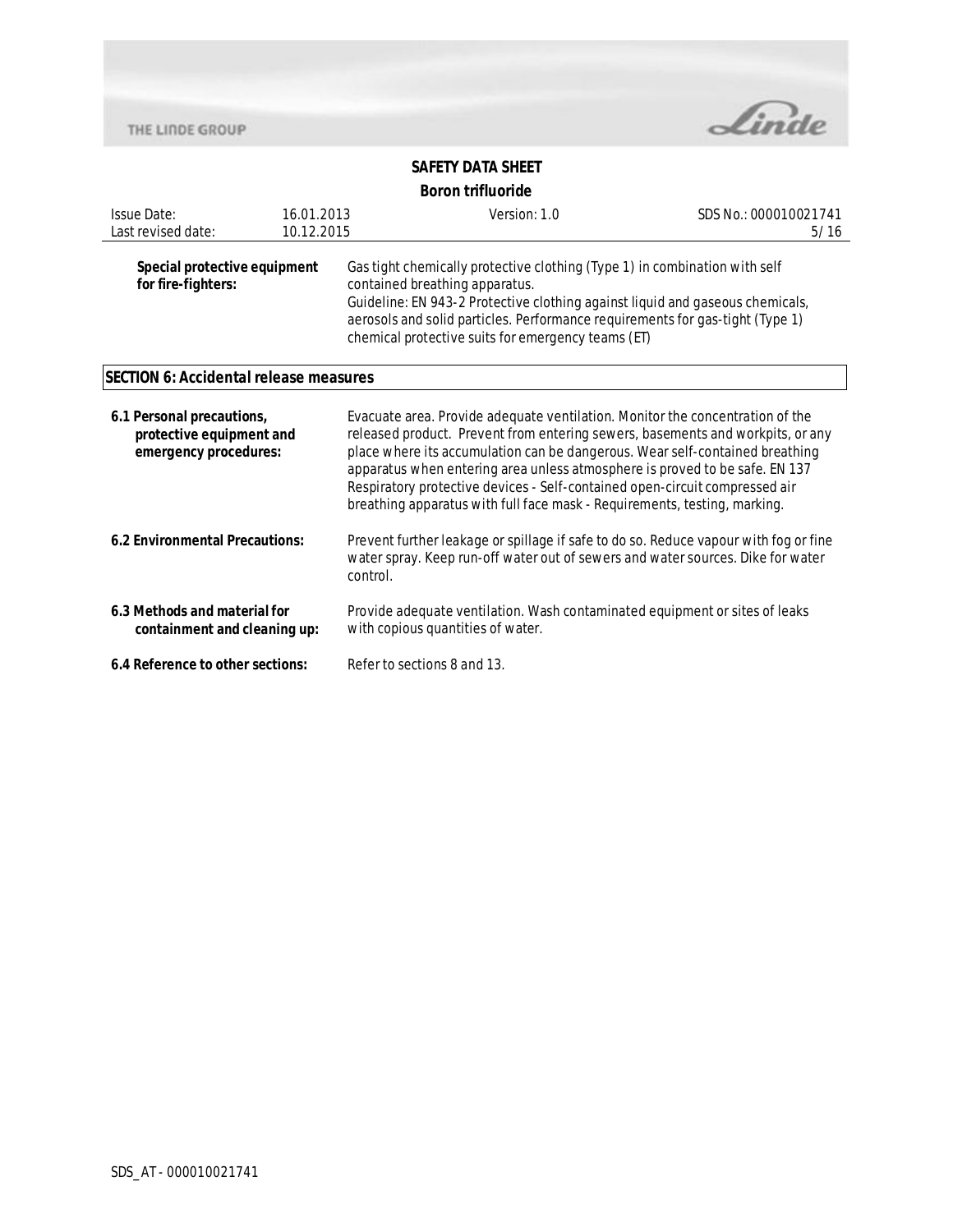**Special protective equipment for fire-fighters:** Gas tight chemically protective clothing (Type 1) in combination with self contained breathing apparatus.
Guideline: EN 943-2 Protective clothing against liquid and gaseous chemicals, aerosols and solid particles. Performance requirements for gas-tight (Type 1) chemical protective suits for emergency teams (ET)

## SECTION 6: Accidental release measures

**6.1 Personal precautions, protective equipment and emergency procedures:** Evacuate area. Provide adequate ventilation. Monitor the concentration of the released product. Prevent from entering sewers, basements and workpits, or any place where its accumulation can be dangerous. Wear self-contained breathing apparatus when entering area unless atmosphere is proved to be safe. EN 137 Respiratory protective devices - Self-contained open-circuit compressed air breathing apparatus with full face mask - Requirements, testing, marking.

**6.2 Environmental Precautions:** Prevent further leakage or spillage if safe to do so. Reduce vapour with fog or fine water spray. Keep run-off water out of sewers and water sources. Dike for water control.

**6.3 Methods and material for containment and cleaning up:** Provide adequate ventilation. Wash contaminated equipment or sites of leaks with copious quantities of water.

**6.4 Reference to other sections:** Refer to sections 8 and 13.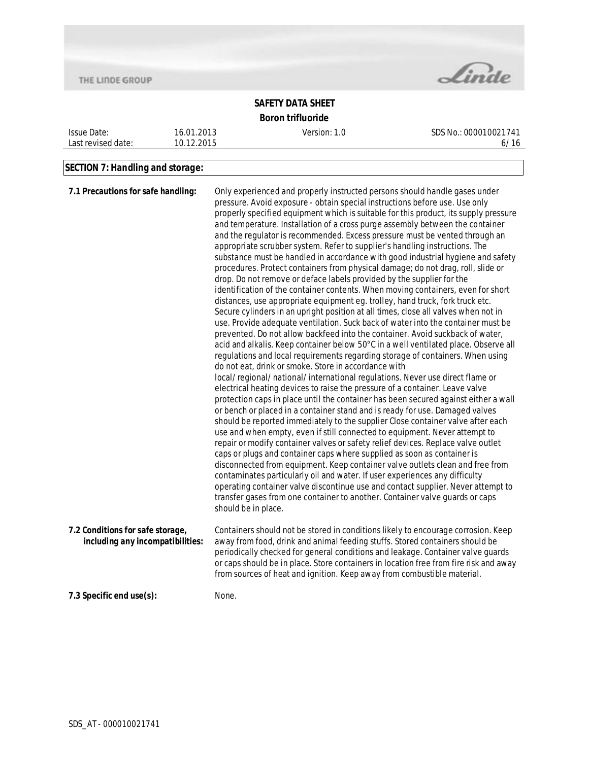## SECTION 7: Handling and storage:

**7.1 Precautions for safe handling:** Only experienced and properly instructed persons should handle gases under pressure. Avoid exposure - obtain special instructions before use. Use only properly specified equipment which is suitable for this product, its supply pressure and temperature. Installation of a cross purge assembly between the container and the regulator is recommended. Excess pressure must be vented through an appropriate scrubber system. Refer to supplier's handling instructions. The substance must be handled in accordance with good industrial hygiene and safety procedures. Protect containers from physical damage; do not drag, roll, slide or drop. Do not remove or deface labels provided by the supplier for the identification of the container contents. When moving containers, even for short distances, use appropriate equipment eg. trolley, hand truck, fork truck etc. Secure cylinders in an upright position at all times, close all valves when not in use. Provide adequate ventilation. Suck back of water into the container must be prevented. Do not allow backfeed into the container. Avoid suckback of water, acid and alkalis. Keep container below 50°C in a well ventilated place. Observe all regulations and local requirements regarding storage of containers. When using do not eat, drink or smoke. Store in accordance with local/regional/national/international regulations. Never use direct flame or electrical heating devices to raise the pressure of a container. Leave valve protection caps in place until the container has been secured against either a wall or bench or placed in a container stand and is ready for use. Damaged valves should be reported immediately to the supplier Close container valve after each use and when empty, even if still connected to equipment. Never attempt to repair or modify container valves or safety relief devices. Replace valve outlet caps or plugs and container caps where supplied as soon as container is disconnected from equipment. Keep container valve outlets clean and free from contaminates particularly oil and water. If user experiences any difficulty operating container valve discontinue use and contact supplier. Never attempt to transfer gases from one container to another. Container valve guards or caps should be in place.

**7.2 Conditions for safe storage, including any incompatibilities:** Containers should not be stored in conditions likely to encourage corrosion. Keep away from food, drink and animal feeding stuffs. Stored containers should be periodically checked for general conditions and leakage. Container valve guards or caps should be in place. Store containers in location free from fire risk and away from sources of heat and ignition. Keep away from combustible material.

**7.3 Specific end use(s):** None.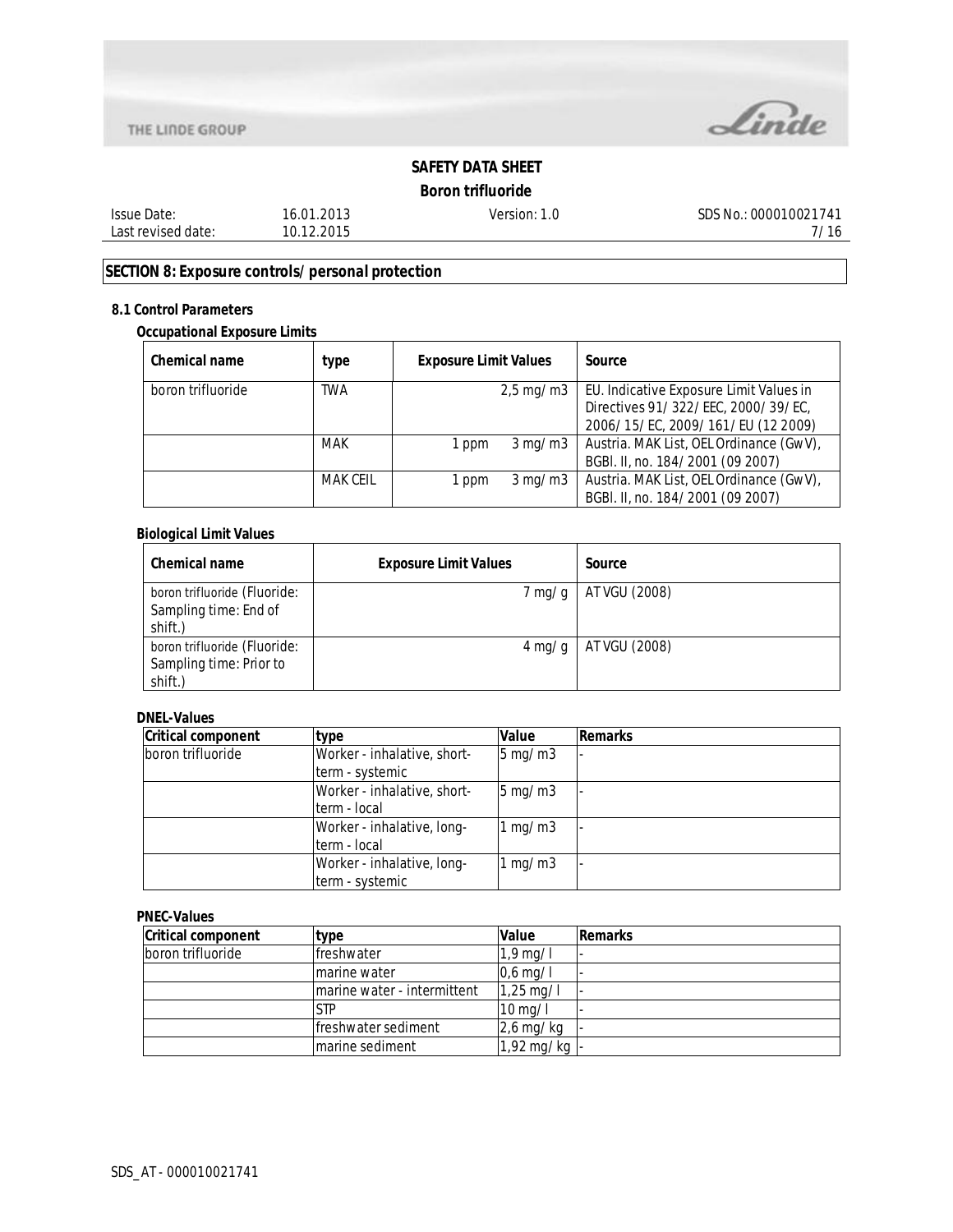## SECTION 8: Exposure controls/personal protection

### 8.1 Control Parameters

**Occupational Exposure Limits**

| Chemical name | type | Exposure Limit Values | | Source |
|---|---|---|---|---|
| boron trifluoride | TWA | | 2,5 mg/m3 | EU. Indicative Exposure Limit Values in Directives 91/322/EEC, 2000/39/EC, 2006/15/EC, 2009/161/EU (12 2009) |
| | MAK | 1 ppm | 3 mg/m3 | Austria. MAK List, OEL Ordinance (GwV), BGBl. II, no. 184/2001 (09 2007) |
| | MAK CEIL | 1 ppm | 3 mg/m3 | Austria. MAK List, OEL Ordinance (GwV), BGBl. II, no. 184/2001 (09 2007) |

**Biological Limit Values**

| Chemical name | Exposure Limit Values | Source |
|---|---|---|
| boron trifluoride (Fluoride: Sampling time: End of shift.) | 7 mg/g | AT VGU (2008) |
| boron trifluoride (Fluoride: Sampling time: Prior to shift.) | 4 mg/g | AT VGU (2008) |

**DNEL-Values**

| Critical component | type | Value | Remarks |
|---|---|---|---|
| boron trifluoride | Worker - inhalative, short-term - systemic | 5 mg/m3 | - |
| | Worker - inhalative, short-term - local | 5 mg/m3 | - |
| | Worker - inhalative, long-term - local | 1 mg/m3 | - |
| | Worker - inhalative, long-term - systemic | 1 mg/m3 | - |

**PNEC-Values**

| Critical component | type | Value | Remarks |
|---|---|---|---|
| boron trifluoride | freshwater | 1,9 mg/l | - |
| | marine water | 0,6 mg/l | - |
| | marine water - intermittent | 1,25 mg/l | - |
| | STP | 10 mg/l | - |
| | freshwater sediment | 2,6 mg/kg | - |
| | marine sediment | 1,92 mg/kg | - |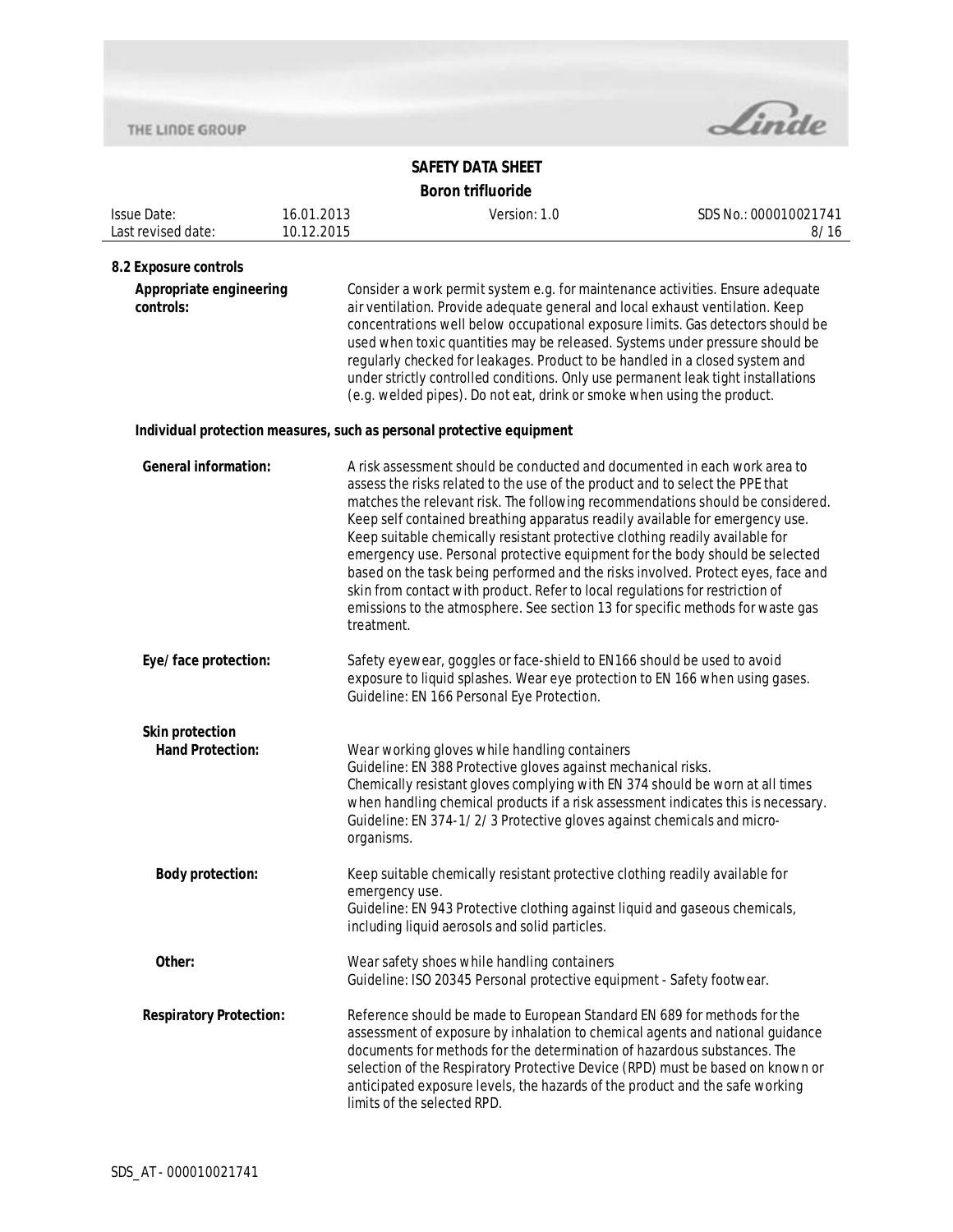## 8.2 Exposure controls

**Appropriate engineering controls:** Consider a work permit system e.g. for maintenance activities. Ensure adequate air ventilation. Provide adequate general and local exhaust ventilation. Keep concentrations well below occupational exposure limits. Gas detectors should be used when toxic quantities may be released. Systems under pressure should be regularly checked for leakages. Product to be handled in a closed system and under strictly controlled conditions. Only use permanent leak tight installations (e.g. welded pipes). Do not eat, drink or smoke when using the product.

### Individual protection measures, such as personal protective equipment

**General information:** A risk assessment should be conducted and documented in each work area to assess the risks related to the use of the product and to select the PPE that matches the relevant risk. The following recommendations should be considered. Keep self contained breathing apparatus readily available for emergency use. Keep suitable chemically resistant protective clothing readily available for emergency use. Personal protective equipment for the body should be selected based on the task being performed and the risks involved. Protect eyes, face and skin from contact with product. Refer to local regulations for restriction of emissions to the atmosphere. See section 13 for specific methods for waste gas treatment.

**Eye/ face protection:** Safety eyewear, goggles or face-shield to EN166 should be used to avoid exposure to liquid splashes. Wear eye protection to EN 166 when using gases. Guideline: EN 166 Personal Eye Protection.

**Skin protection**

**Hand Protection:** Wear working gloves while handling containers
Guideline: EN 388 Protective gloves against mechanical risks.
Chemically resistant gloves complying with EN 374 should be worn at all times when handling chemical products if a risk assessment indicates this is necessary.
Guideline: EN 374-1/2/3 Protective gloves against chemicals and micro-organisms.

**Body protection:** Keep suitable chemically resistant protective clothing readily available for emergency use.
Guideline: EN 943 Protective clothing against liquid and gaseous chemicals, including liquid aerosols and solid particles.

**Other:** Wear safety shoes while handling containers
Guideline: ISO 20345 Personal protective equipment - Safety footwear.

**Respiratory Protection:** Reference should be made to European Standard EN 689 for methods for the assessment of exposure by inhalation to chemical agents and national guidance documents for methods for the determination of hazardous substances. The selection of the Respiratory Protective Device (RPD) must be based on known or anticipated exposure levels, the hazards of the product and the safe working limits of the selected RPD.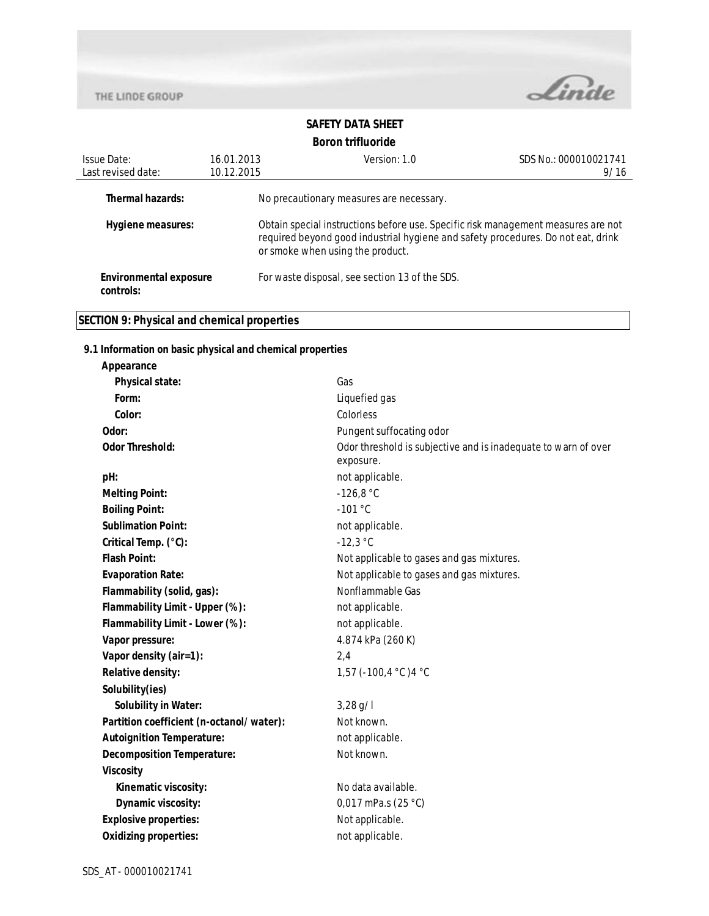**Thermal hazards:** No precautionary measures are necessary.

**Hygiene measures:** Obtain special instructions before use. Specific risk management measures are not required beyond good industrial hygiene and safety procedures. Do not eat, drink or smoke when using the product.

**Environmental exposure controls:** For waste disposal, see section 13 of the SDS.

## SECTION 9: Physical and chemical properties

### 9.1 Information on basic physical and chemical properties

| Property | Value |
|---|---|
| **Appearance** | |
| **Physical state:** | Gas |
| **Form:** | Liquefied gas |
| **Color:** | Colorless |
| **Odor:** | Pungent suffocating odor |
| **Odor Threshold:** | Odor threshold is subjective and is inadequate to warn of over exposure. |
| **pH:** | not applicable. |
| **Melting Point:** | -126,8 °C |
| **Boiling Point:** | -101 °C |
| **Sublimation Point:** | not applicable. |
| **Critical Temp. (°C):** | -12,3 °C |
| **Flash Point:** | Not applicable to gases and gas mixtures. |
| **Evaporation Rate:** | Not applicable to gases and gas mixtures. |
| **Flammability (solid, gas):** | Nonflammable Gas |
| **Flammability Limit - Upper (%):** | not applicable. |
| **Flammability Limit - Lower (%):** | not applicable. |
| **Vapor pressure:** | 4.874 kPa (260 K) |
| **Vapor density (air=1):** | 2,4 |
| **Relative density:** | 1,57 (-100,4 °C )4 °C |
| **Solubility(ies)** | |
| **Solubility in Water:** | 3,28 g/l |
| **Partition coefficient (n-octanol/water):** | Not known. |
| **Autoignition Temperature:** | not applicable. |
| **Decomposition Temperature:** | Not known. |
| **Viscosity** | |
| **Kinematic viscosity:** | No data available. |
| **Dynamic viscosity:** | 0,017 mPa.s (25 °C) |
| **Explosive properties:** | Not applicable. |
| **Oxidizing properties:** | not applicable. |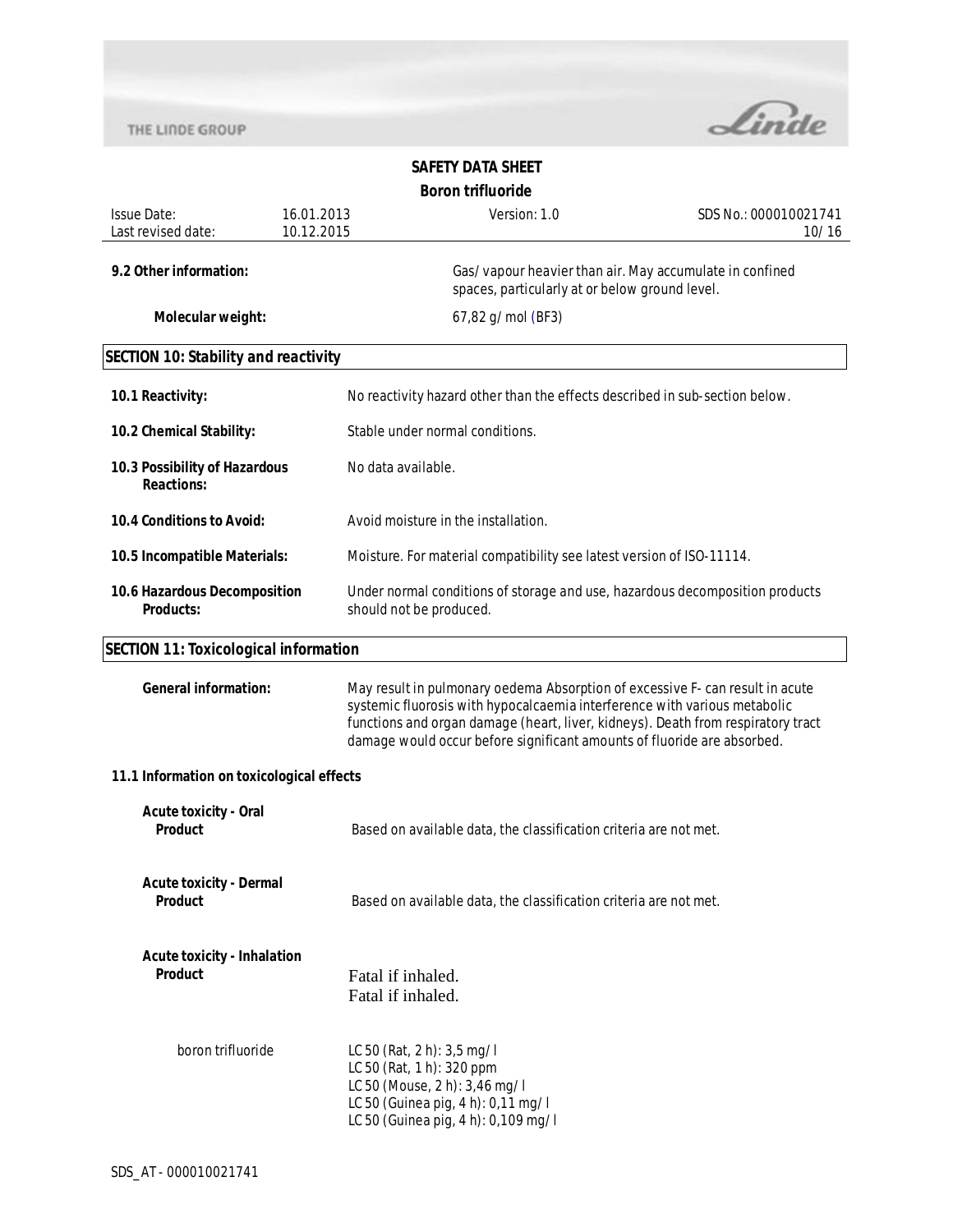**9.2 Other information:** Gas/vapour heavier than air. May accumulate in confined spaces, particularly at or below ground level.

**Molecular weight:** 67,82 g/mol (BF3)

## SECTION 10: Stability and reactivity

**10.1 Reactivity:** No reactivity hazard other than the effects described in sub-section below.

**10.2 Chemical Stability:** Stable under normal conditions.

**10.3 Possibility of Hazardous Reactions:** No data available.

**10.4 Conditions to Avoid:** Avoid moisture in the installation.

**10.5 Incompatible Materials:** Moisture. For material compatibility see latest version of ISO-11114.

**10.6 Hazardous Decomposition Products:** Under normal conditions of storage and use, hazardous decomposition products should not be produced.

## SECTION 11: Toxicological information

**General information:** May result in pulmonary oedema Absorption of excessive F- can result in acute systemic fluorosis with hypocalcaemia interference with various metabolic functions and organ damage (heart, liver, kidneys). Death from respiratory tract damage would occur before significant amounts of fluoride are absorbed.

### 11.1 Information on toxicological effects

**Acute toxicity - Oral**
**Product** Based on available data, the classification criteria are not met.

**Acute toxicity - Dermal**
**Product** Based on available data, the classification criteria are not met.

**Acute toxicity - Inhalation**
**Product** Fatal if inhaled.
Fatal if inhaled.

boron trifluoride
LC 50 (Rat, 2 h): 3,5 mg/l
LC 50 (Rat, 1 h): 320 ppm
LC 50 (Mouse, 2 h): 3,46 mg/l
LC 50 (Guinea pig, 4 h): 0,11 mg/l
LC 50 (Guinea pig, 4 h): 0,109 mg/l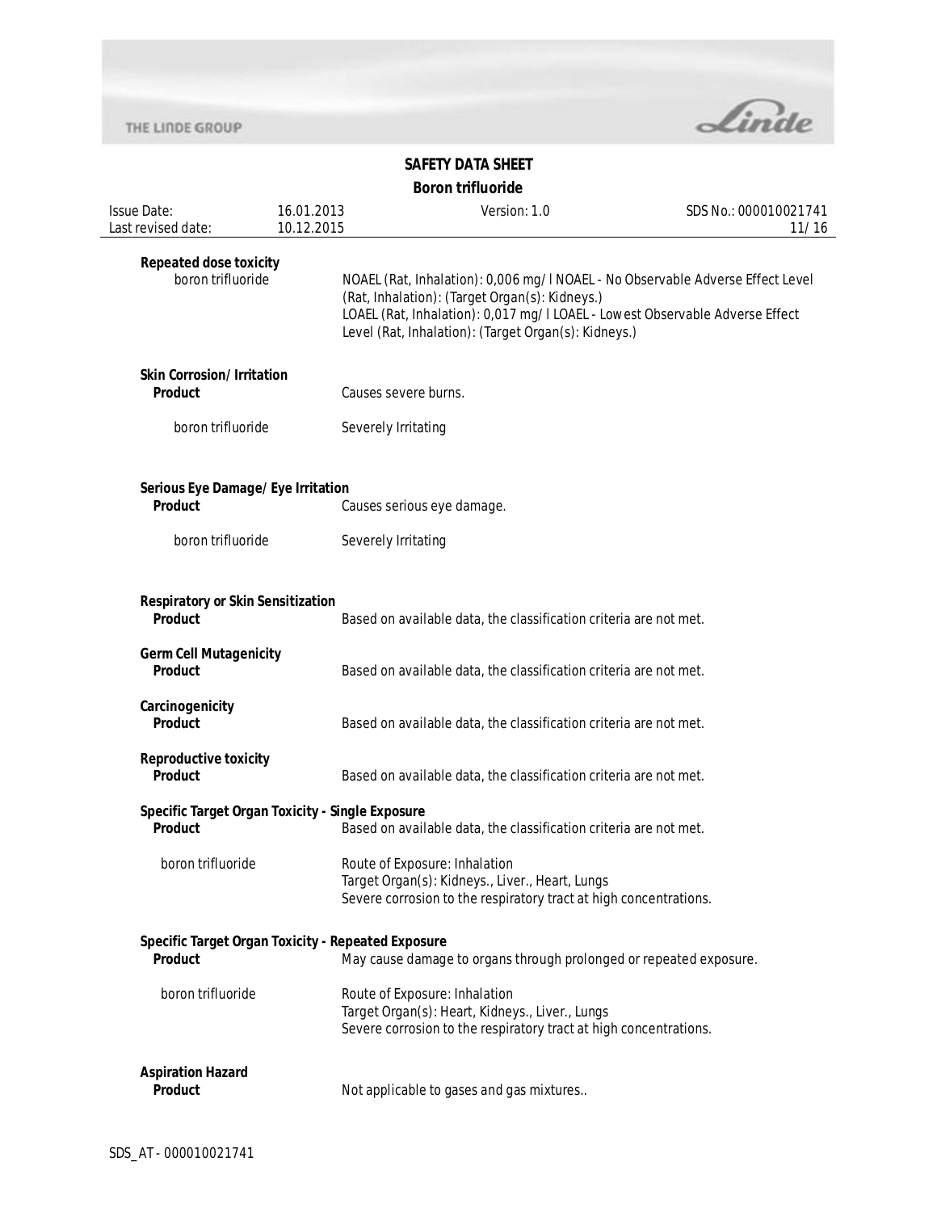**Repeated dose toxicity**

boron trifluoride

NOAEL (Rat, Inhalation): 0,006 mg/l NOAEL - No Observable Adverse Effect Level (Rat, Inhalation): (Target Organ(s): Kidneys.)
LOAEL (Rat, Inhalation): 0,017 mg/l LOAEL - Lowest Observable Adverse Effect Level (Rat, Inhalation): (Target Organ(s): Kidneys.)

**Skin Corrosion/Irritation**

**Product** Causes severe burns.

boron trifluoride Severely Irritating

**Serious Eye Damage/Eye Irritation**

**Product** Causes serious eye damage.

boron trifluoride Severely Irritating

**Respiratory or Skin Sensitization**

**Product** Based on available data, the classification criteria are not met.

**Germ Cell Mutagenicity**

**Product** Based on available data, the classification criteria are not met.

**Carcinogenicity**

**Product** Based on available data, the classification criteria are not met.

**Reproductive toxicity**

**Product** Based on available data, the classification criteria are not met.

**Specific Target Organ Toxicity - Single Exposure**

**Product** Based on available data, the classification criteria are not met.

boron trifluoride

Route of Exposure: Inhalation
Target Organ(s): Kidneys., Liver., Heart, Lungs
Severe corrosion to the respiratory tract at high concentrations.

**Specific Target Organ Toxicity - Repeated Exposure**

**Product** May cause damage to organs through prolonged or repeated exposure.

boron trifluoride

Route of Exposure: Inhalation
Target Organ(s): Heart, Kidneys., Liver., Lungs
Severe corrosion to the respiratory tract at high concentrations.

**Aspiration Hazard**

**Product** Not applicable to gases and gas mixtures..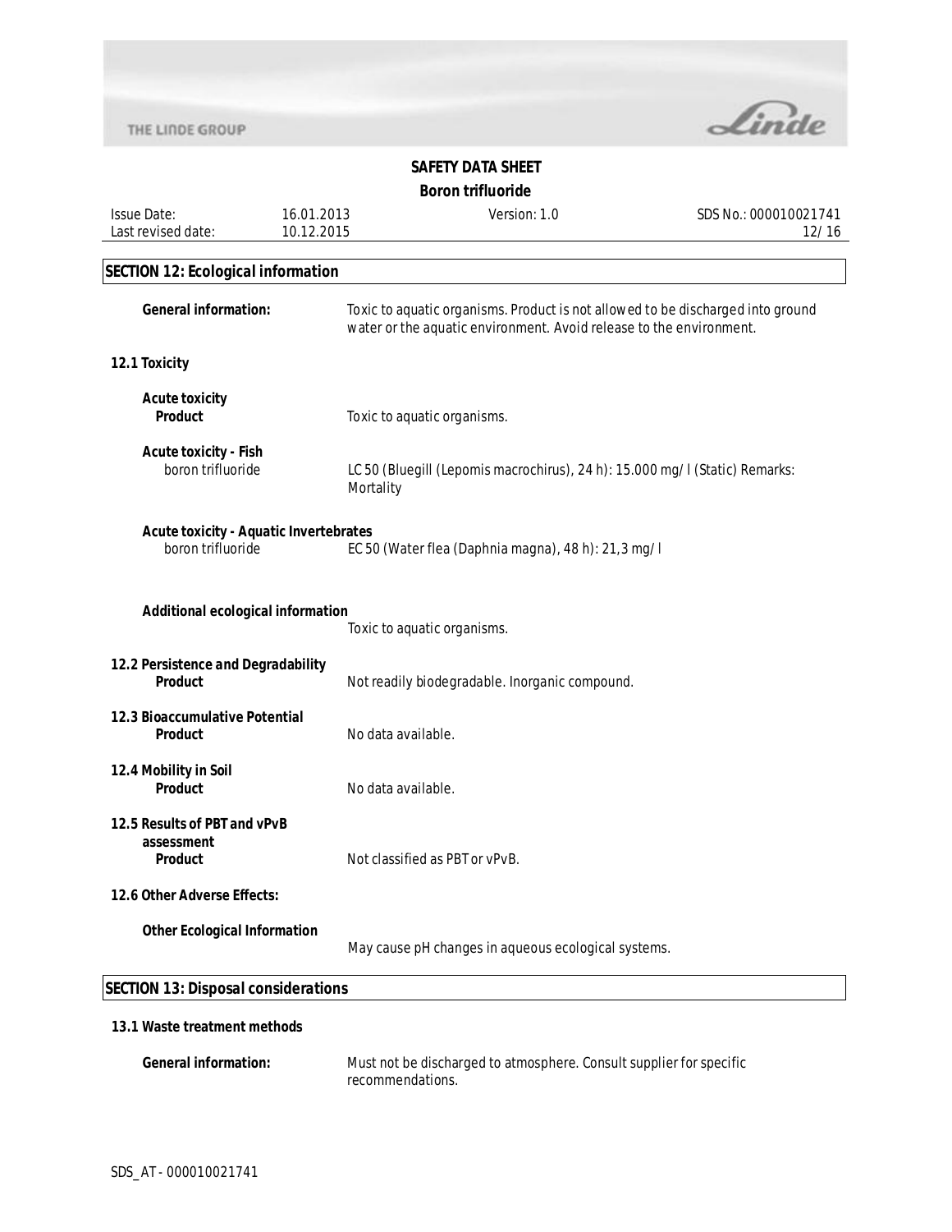## SECTION 12: Ecological information

**General information:** Toxic to aquatic organisms. Product is not allowed to be discharged into ground water or the aquatic environment. Avoid release to the environment.

### 12.1 Toxicity

**Acute toxicity**
**Product** — Toxic to aquatic organisms.

**Acute toxicity - Fish**
boron trifluoride — LC 50 (Bluegill (Lepomis macrochirus), 24 h): 15.000 mg/l (Static) Remarks: Mortality

**Acute toxicity - Aquatic Invertebrates**
boron trifluoride — EC 50 (Water flea (Daphnia magna), 48 h): 21,3 mg/l

**Additional ecological information** — Toxic to aquatic organisms.

### 12.2 Persistence and Degradability

**Product** — Not readily biodegradable. Inorganic compound.

### 12.3 Bioaccumulative Potential

**Product** — No data available.

### 12.4 Mobility in Soil

**Product** — No data available.

### 12.5 Results of PBT and vPvB assessment

**Product** — Not classified as PBT or vPvB.

### 12.6 Other Adverse Effects:

**Other Ecological Information** — May cause pH changes in aqueous ecological systems.

## SECTION 13: Disposal considerations

### 13.1 Waste treatment methods

**General information:** Must not be discharged to atmosphere. Consult supplier for specific recommendations.

SDS_AT - 000010021741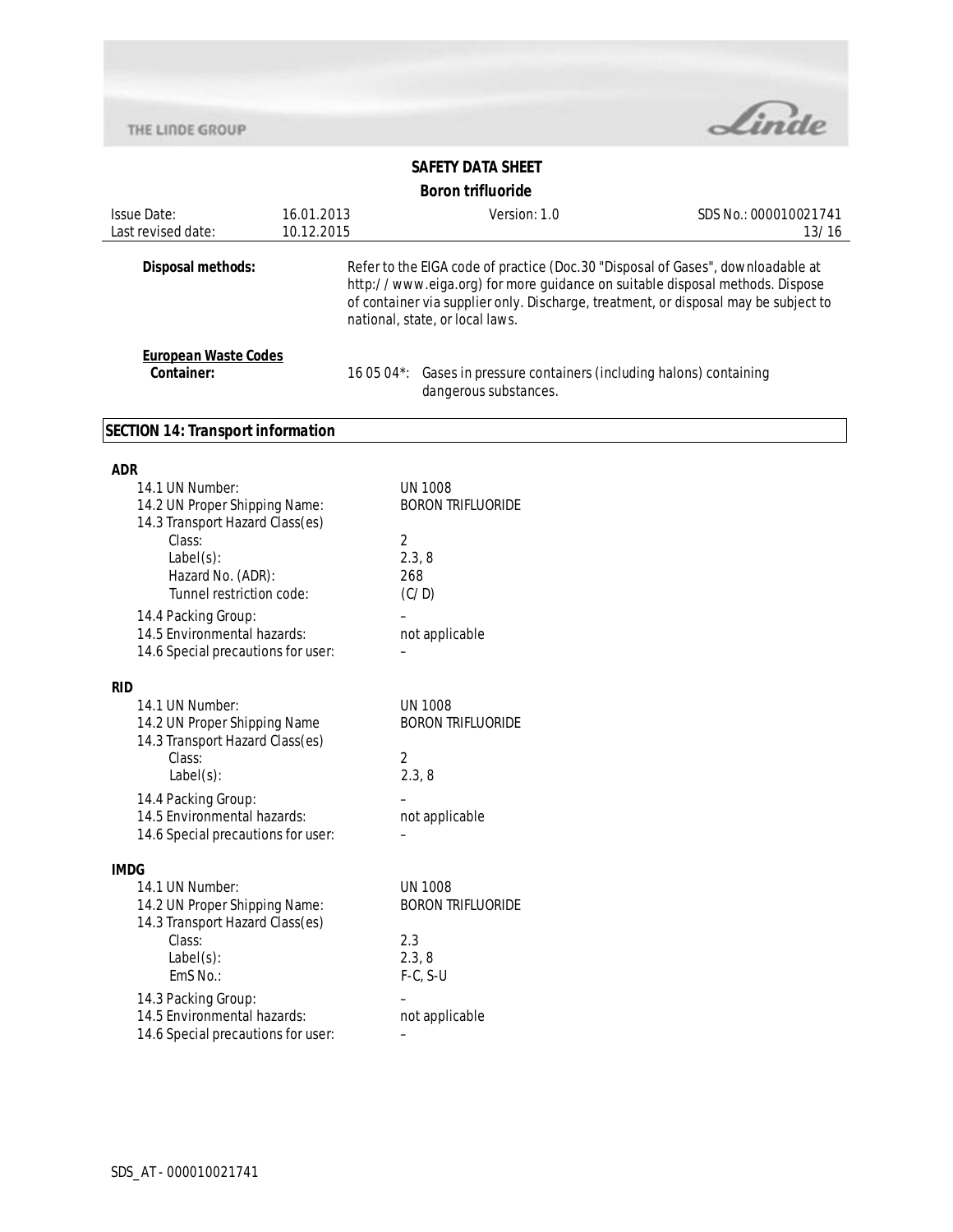**Disposal methods:** Refer to the EIGA code of practice (Doc.30 "Disposal of Gases", downloadable at http://www.eiga.org) for more guidance on suitable disposal methods. Dispose of container via supplier only. Discharge, treatment, or disposal may be subject to national, state, or local laws.

**European Waste Codes**

**Container:** 16 05 04*: Gases in pressure containers (including halons) containing dangerous substances.

## SECTION 14: Transport information

**ADR**

| | |
|---|---|
| 14.1 UN Number: | UN 1008 |
| 14.2 UN Proper Shipping Name: | BORON TRIFLUORIDE |
| 14.3 Transport Hazard Class(es) | |
| Class: | 2 |
| Label(s): | 2.3, 8 |
| Hazard No. (ADR): | 268 |
| Tunnel restriction code: | (C/D) |
| 14.4 Packing Group: | – |
| 14.5 Environmental hazards: | not applicable |
| 14.6 Special precautions for user: | – |

**RID**

| | |
|---|---|
| 14.1 UN Number: | UN 1008 |
| 14.2 UN Proper Shipping Name | BORON TRIFLUORIDE |
| 14.3 Transport Hazard Class(es) | |
| Class: | 2 |
| Label(s): | 2.3, 8 |
| 14.4 Packing Group: | – |
| 14.5 Environmental hazards: | not applicable |
| 14.6 Special precautions for user: | – |

**IMDG**

| | |
|---|---|
| 14.1 UN Number: | UN 1008 |
| 14.2 UN Proper Shipping Name: | BORON TRIFLUORIDE |
| 14.3 Transport Hazard Class(es) | |
| Class: | 2.3 |
| Label(s): | 2.3, 8 |
| EmS No.: | F-C, S-U |
| 14.3 Packing Group: | – |
| 14.5 Environmental hazards: | not applicable |
| 14.6 Special precautions for user: | – |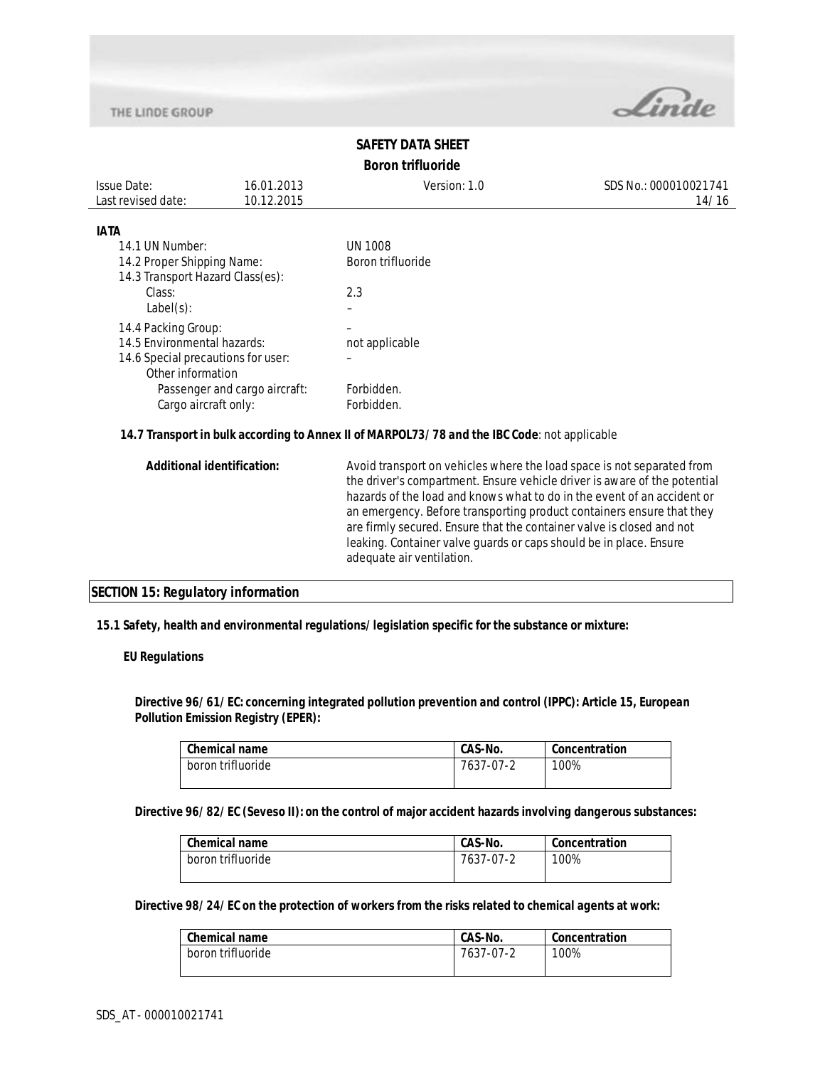**IATA**

| | |
|---|---|
| 14.1 UN Number: | UN 1008 |
| 14.2 Proper Shipping Name: | Boron trifluoride |
| 14.3 Transport Hazard Class(es): | |
| Class: | 2.3 |
| Label(s): | – |
| 14.4 Packing Group: | – |
| 14.5 Environmental hazards: | not applicable |
| 14.6 Special precautions for user: | – |
| Other information | |
| Passenger and cargo aircraft: | Forbidden. |
| Cargo aircraft only: | Forbidden. |

**14.7 Transport in bulk according to Annex II of MARPOL73/78 and the IBC Code**: not applicable

**Additional identification:** Avoid transport on vehicles where the load space is not separated from the driver's compartment. Ensure vehicle driver is aware of the potential hazards of the load and knows what to do in the event of an accident or an emergency. Before transporting product containers ensure that they are firmly secured. Ensure that the container valve is closed and not leaking. Container valve guards or caps should be in place. Ensure adequate air ventilation.

## SECTION 15: Regulatory information

**15.1 Safety, health and environmental regulations/legislation specific for the substance or mixture:**

**EU Regulations**

**Directive 96/61/EC: concerning integrated pollution prevention and control (IPPC): Article 15, European Pollution Emission Registry (EPER):**

| Chemical name | CAS-No. | Concentration |
|---|---|---|
| boron trifluoride | 7637-07-2 | 100% |

**Directive 96/82/EC (Seveso II): on the control of major accident hazards involving dangerous substances:**

| Chemical name | CAS-No. | Concentration |
|---|---|---|
| boron trifluoride | 7637-07-2 | 100% |

**Directive 98/24/EC on the protection of workers from the risks related to chemical agents at work:**

| Chemical name | CAS-No. | Concentration |
|---|---|---|
| boron trifluoride | 7637-07-2 | 100% |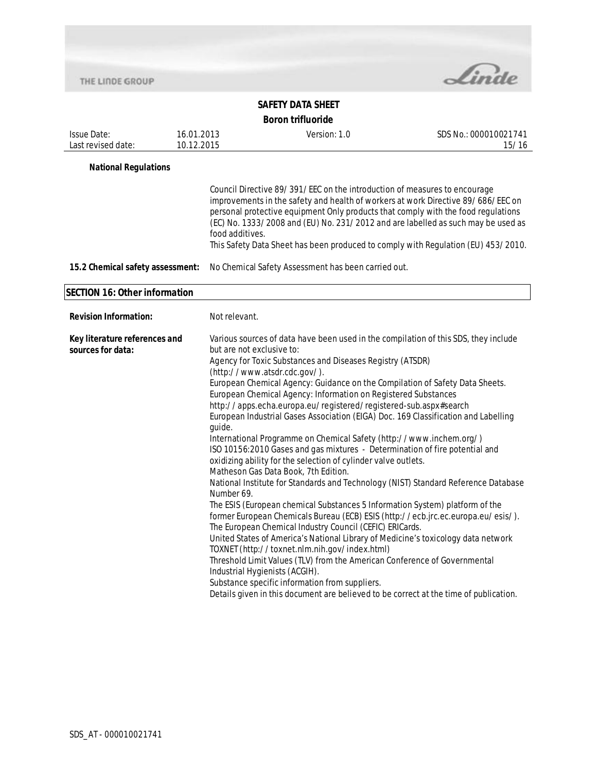**National Regulations**

Council Directive 89/391/EEC on the introduction of measures to encourage improvements in the safety and health of workers at work Directive 89/686/EEC on personal protective equipment Only products that comply with the food regulations (EC) No. 1333/2008 and (EU) No. 231/2012 and are labelled as such may be used as food additives.
This Safety Data Sheet has been produced to comply with Regulation (EU) 453/2010.

**15.2 Chemical safety assessment:** No Chemical Safety Assessment has been carried out.

## SECTION 16: Other information

**Revision Information:** Not relevant.

**Key literature references and sources for data:**

Various sources of data have been used in the compilation of this SDS, they include but are not exclusive to:
Agency for Toxic Substances and Diseases Registry (ATSDR) (http://www.atsdr.cdc.gov/).
European Chemical Agency: Guidance on the Compilation of Safety Data Sheets.
European Chemical Agency: Information on Registered Substances http://apps.echa.europa.eu/registered/registered-sub.aspx#search
European Industrial Gases Association (EIGA) Doc. 169 Classification and Labelling guide.
International Programme on Chemical Safety (http://www.inchem.org/)
ISO 10156:2010 Gases and gas mixtures - Determination of fire potential and oxidizing ability for the selection of cylinder valve outlets.
Matheson Gas Data Book, 7th Edition.
National Institute for Standards and Technology (NIST) Standard Reference Database Number 69.
The ESIS (European chemical Substances 5 Information System) platform of the former European Chemicals Bureau (ECB) ESIS (http://ecb.jrc.ec.europa.eu/esis/).
The European Chemical Industry Council (CEFIC) ERICards.
United States of America's National Library of Medicine's toxicology data network TOXNET (http://toxnet.nlm.nih.gov/index.html)
Threshold Limit Values (TLV) from the American Conference of Governmental Industrial Hygienists (ACGIH).
Substance specific information from suppliers.
Details given in this document are believed to be correct at the time of publication.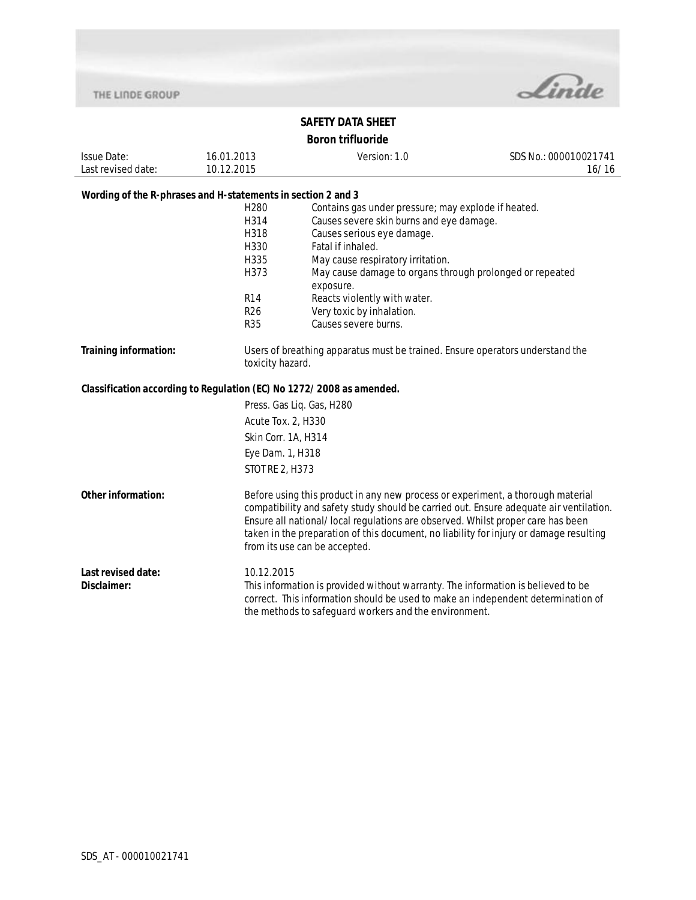**Wording of the R-phrases and H-statements in section 2 and 3**

| | |
|---|---|
| H280 | Contains gas under pressure; may explode if heated. |
| H314 | Causes severe skin burns and eye damage. |
| H318 | Causes serious eye damage. |
| H330 | Fatal if inhaled. |
| H335 | May cause respiratory irritation. |
| H373 | May cause damage to organs through prolonged or repeated exposure. |
| R14 | Reacts violently with water. |
| R26 | Very toxic by inhalation. |
| R35 | Causes severe burns. |

**Training information:** Users of breathing apparatus must be trained. Ensure operators understand the toxicity hazard.

**Classification according to Regulation (EC) No 1272/2008 as amended.**

Press. Gas Liq. Gas, H280

Acute Tox. 2, H330

Skin Corr. 1A, H314

Eye Dam. 1, H318

STOT RE 2, H373

**Other information:** Before using this product in any new process or experiment, a thorough material compatibility and safety study should be carried out. Ensure adequate air ventilation. Ensure all national/local regulations are observed. Whilst proper care has been taken in the preparation of this document, no liability for injury or damage resulting from its use can be accepted.

**Last revised date:** 10.12.2015

**Disclaimer:** This information is provided without warranty. The information is believed to be correct. This information should be used to make an independent determination of the methods to safeguard workers and the environment.